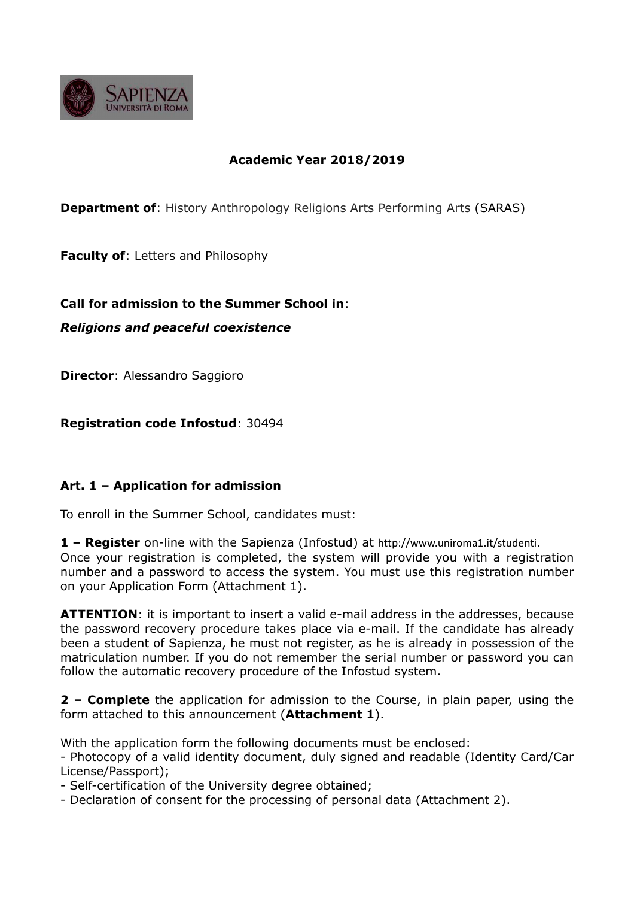**Academic Year 2018/2019**

**Department of**: History Anthropology Religions Arts Performing Arts (SARAS)

**Faculty of**: Letters and Philosophy

**Call for admission to the Summer School in**:

***Religions and peaceful coexistence***

**Director**: Alessandro Saggioro

**Registration code Infostud**: 30494

## Art. 1 – Application for admission

To enroll in the Summer School, candidates must:

**1 – Register** on-line with the Sapienza (Infostud) at http://www.uniroma1.it/studenti.
Once your registration is completed, the system will provide you with a registration number and a password to access the system. You must use this registration number on your Application Form (Attachment 1).

**ATTENTION**: it is important to insert a valid e-mail address in the addresses, because the password recovery procedure takes place via e-mail. If the candidate has already been a student of Sapienza, he must not register, as he is already in possession of the matriculation number. If you do not remember the serial number or password you can follow the automatic recovery procedure of the Infostud system.

**2 – Complete** the application for admission to the Course, in plain paper, using the form attached to this announcement (**Attachment 1**).

With the application form the following documents must be enclosed:
- Photocopy of a valid identity document, duly signed and readable (Identity Card/Car License/Passport);
- Self-certification of the University degree obtained;
- Declaration of consent for the processing of personal data (Attachment 2).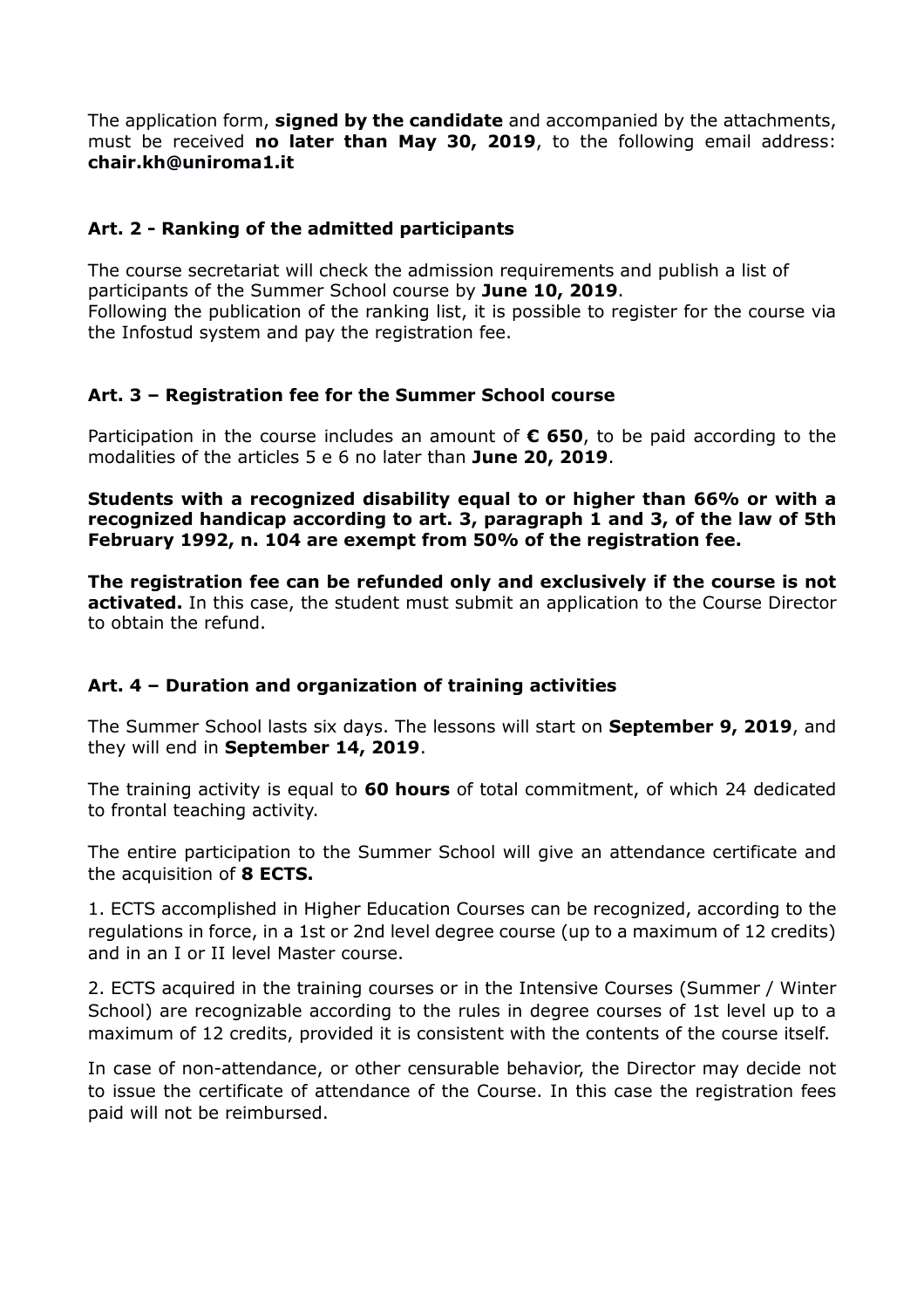The application form, **signed by the candidate** and accompanied by the attachments, must be received **no later than May 30, 2019**, to the following email address: **chair.kh@uniroma1.it**

### Art. 2 - Ranking of the admitted participants

The course secretariat will check the admission requirements and publish a list of participants of the Summer School course by **June 10, 2019**.
Following the publication of the ranking list, it is possible to register for the course via the Infostud system and pay the registration fee.

### Art. 3 – Registration fee for the Summer School course

Participation in the course includes an amount of **€ 650**, to be paid according to the modalities of the articles 5 e 6 no later than **June 20, 2019**.

**Students with a recognized disability equal to or higher than 66% or with a recognized handicap according to art. 3, paragraph 1 and 3, of the law of 5th February 1992, n. 104 are exempt from 50% of the registration fee.**

**The registration fee can be refunded only and exclusively if the course is not activated.** In this case, the student must submit an application to the Course Director to obtain the refund.

### Art. 4 – Duration and organization of training activities

The Summer School lasts six days. The lessons will start on **September 9, 2019**, and they will end in **September 14, 2019**.

The training activity is equal to **60 hours** of total commitment, of which 24 dedicated to frontal teaching activity.

The entire participation to the Summer School will give an attendance certificate and the acquisition of **8 ECTS.**

1. ECTS accomplished in Higher Education Courses can be recognized, according to the regulations in force, in a 1st or 2nd level degree course (up to a maximum of 12 credits) and in an I or II level Master course.

2. ECTS acquired in the training courses or in the Intensive Courses (Summer / Winter School) are recognizable according to the rules in degree courses of 1st level up to a maximum of 12 credits, provided it is consistent with the contents of the course itself.

In case of non-attendance, or other censurable behavior, the Director may decide not to issue the certificate of attendance of the Course. In this case the registration fees paid will not be reimbursed.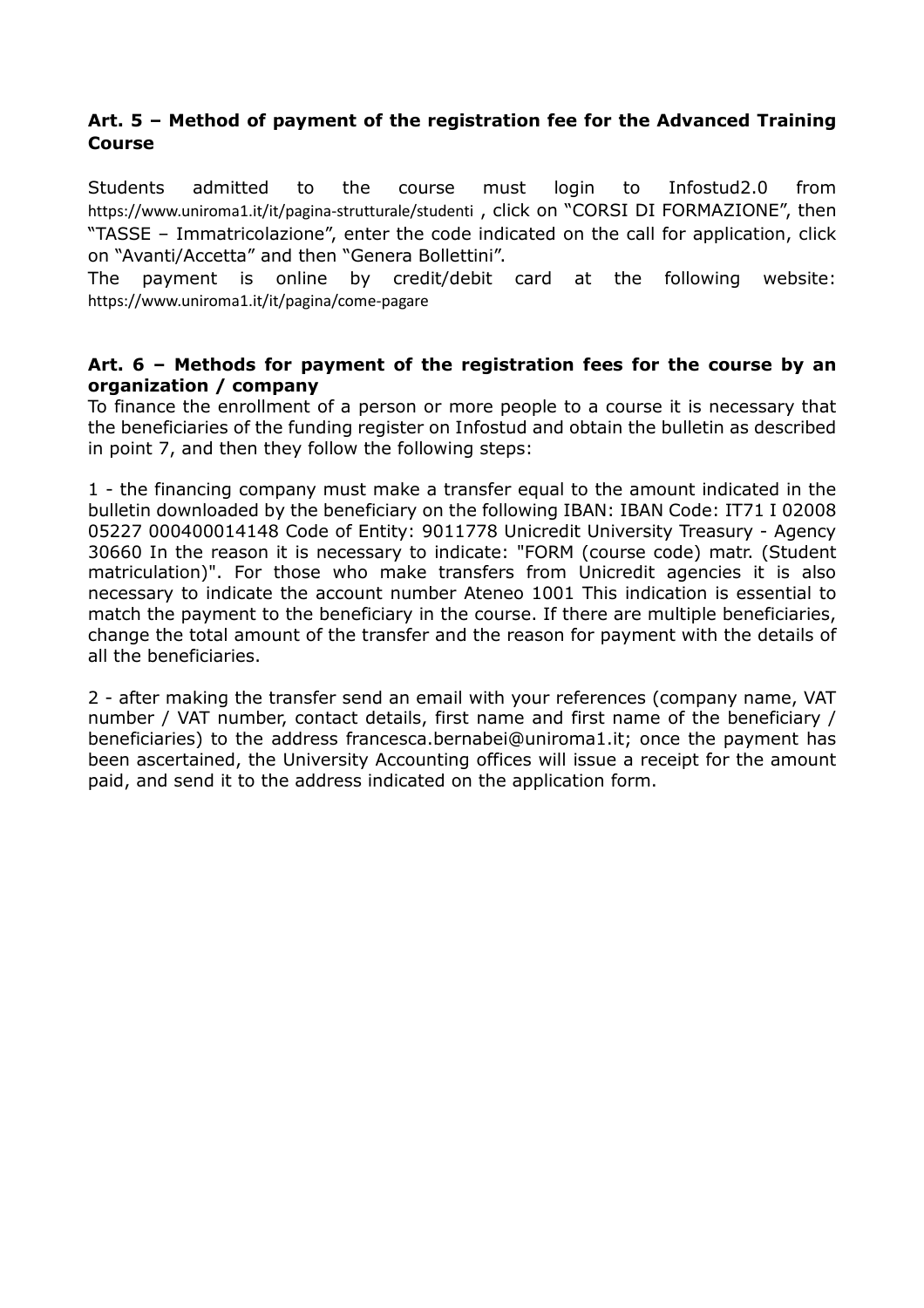**Art. 5 – Method of payment of the registration fee for the Advanced Training Course**

Students admitted to the course must login to Infostud2.0 from https://www.uniroma1.it/it/pagina-strutturale/studenti , click on "CORSI DI FORMAZIONE", then "TASSE – Immatricolazione", enter the code indicated on the call for application, click on "Avanti/Accetta" and then "Genera Bollettini".

The payment is online by credit/debit card at the following website: https://www.uniroma1.it/it/pagina/come-pagare

**Art. 6 – Methods for payment of the registration fees for the course by an organization / company**

To finance the enrollment of a person or more people to a course it is necessary that the beneficiaries of the funding register on Infostud and obtain the bulletin as described in point 7, and then they follow the following steps:

1 - the financing company must make a transfer equal to the amount indicated in the bulletin downloaded by the beneficiary on the following IBAN: IBAN Code: IT71 I 02008 05227 000400014148 Code of Entity: 9011778 Unicredit University Treasury - Agency 30660 In the reason it is necessary to indicate: "FORM (course code) matr. (Student matriculation)". For those who make transfers from Unicredit agencies it is also necessary to indicate the account number Ateneo 1001 This indication is essential to match the payment to the beneficiary in the course. If there are multiple beneficiaries, change the total amount of the transfer and the reason for payment with the details of all the beneficiaries.

2 - after making the transfer send an email with your references (company name, VAT number / VAT number, contact details, first name and first name of the beneficiary / beneficiaries) to the address francesca.bernabei@uniroma1.it; once the payment has been ascertained, the University Accounting offices will issue a receipt for the amount paid, and send it to the address indicated on the application form.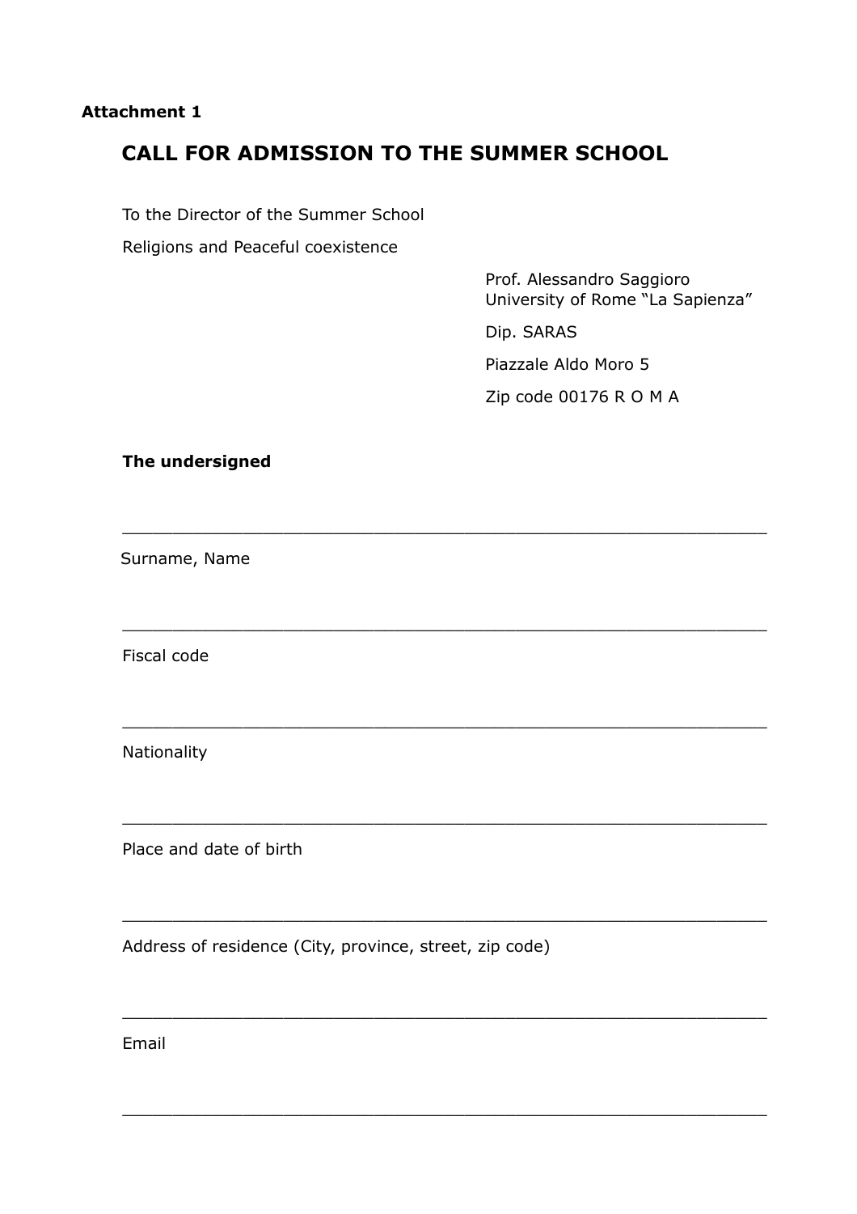**Attachment 1**

# CALL FOR ADMISSION TO THE SUMMER SCHOOL

To the Director of the Summer School

Religions and Peaceful coexistence

Prof. Alessandro Saggioro
University of Rome "La Sapienza"

Dip. SARAS

Piazzale Aldo Moro 5

Zip code 00176 R O M A

**The undersigned**

______________________________________________________________

Surname, Name

______________________________________________________________

Fiscal code

______________________________________________________________

Nationality

______________________________________________________________

Place and date of birth

______________________________________________________________

Address of residence (City, province, street, zip code)

______________________________________________________________

Email

______________________________________________________________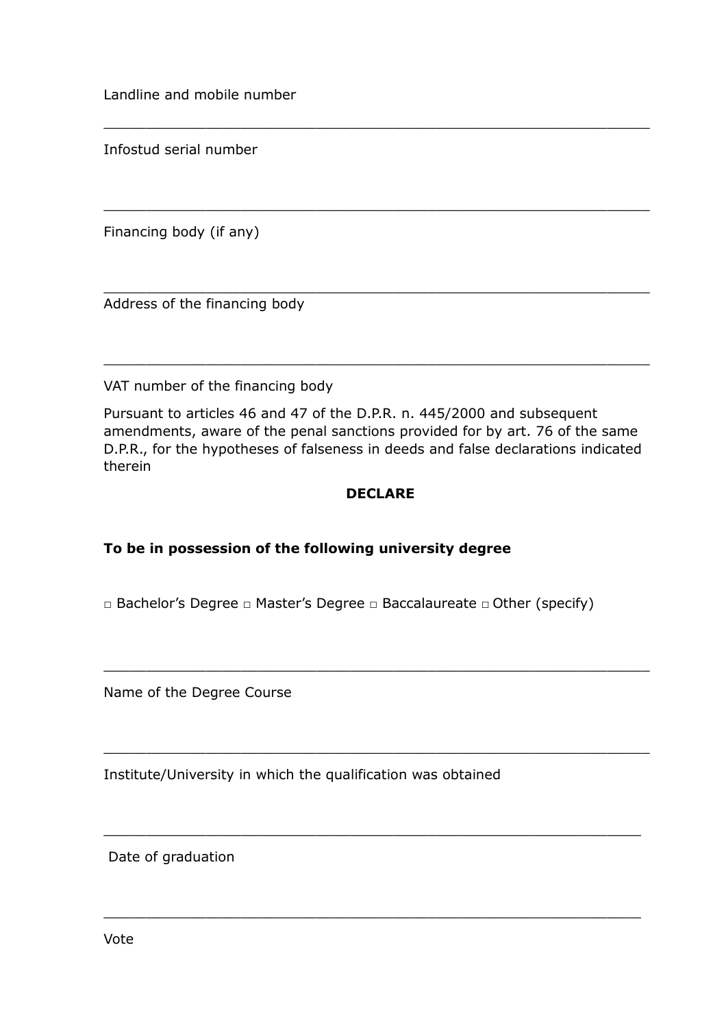Landline and mobile number

_________________________________________________________________

Infostud serial number

_________________________________________________________________

Financing body (if any)

_________________________________________________________________

Address of the financing body

_________________________________________________________________

VAT number of the financing body

Pursuant to articles 46 and 47 of the D.P.R. n. 445/2000 and subsequent amendments, aware of the penal sanctions provided for by art. 76 of the same D.P.R., for the hypotheses of falseness in deeds and false declarations indicated therein

**DECLARE**

**To be in possession of the following university degree**

□ Bachelor's Degree □ Master's Degree □ Baccalaureate □ Other (specify)

_________________________________________________________________

Name of the Degree Course

_________________________________________________________________

Institute/University in which the qualification was obtained

_________________________________________________________________

Date of graduation

_________________________________________________________________

Vote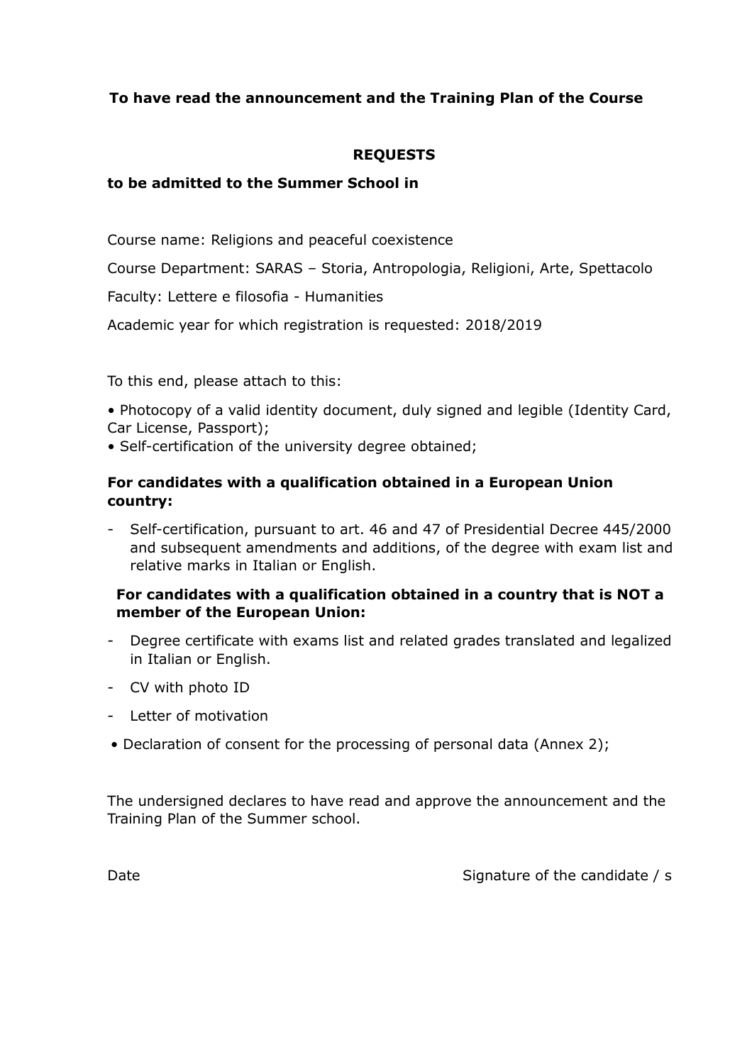**To have read the announcement and the Training Plan of the Course**

**REQUESTS**

**to be admitted to the Summer School in**

Course name: Religions and peaceful coexistence

Course Department: SARAS – Storia, Antropologia, Religioni, Arte, Spettacolo

Faculty: Lettere e filosofia - Humanities

Academic year for which registration is requested: 2018/2019

To this end, please attach to this:

- Photocopy of a valid identity document, duly signed and legible (Identity Card, Car License, Passport);
- Self-certification of the university degree obtained;

**For candidates with a qualification obtained in a European Union country:**

- Self-certification, pursuant to art. 46 and 47 of Presidential Decree 445/2000 and subsequent amendments and additions, of the degree with exam list and relative marks in Italian or English.

**For candidates with a qualification obtained in a country that is NOT a member of the European Union:**

- Degree certificate with exams list and related grades translated and legalized in Italian or English.
- CV with photo ID
- Letter of motivation

- Declaration of consent for the processing of personal data (Annex 2);

The undersigned declares to have read and approve the announcement and the Training Plan of the Summer school.

Date Signature of the candidate / s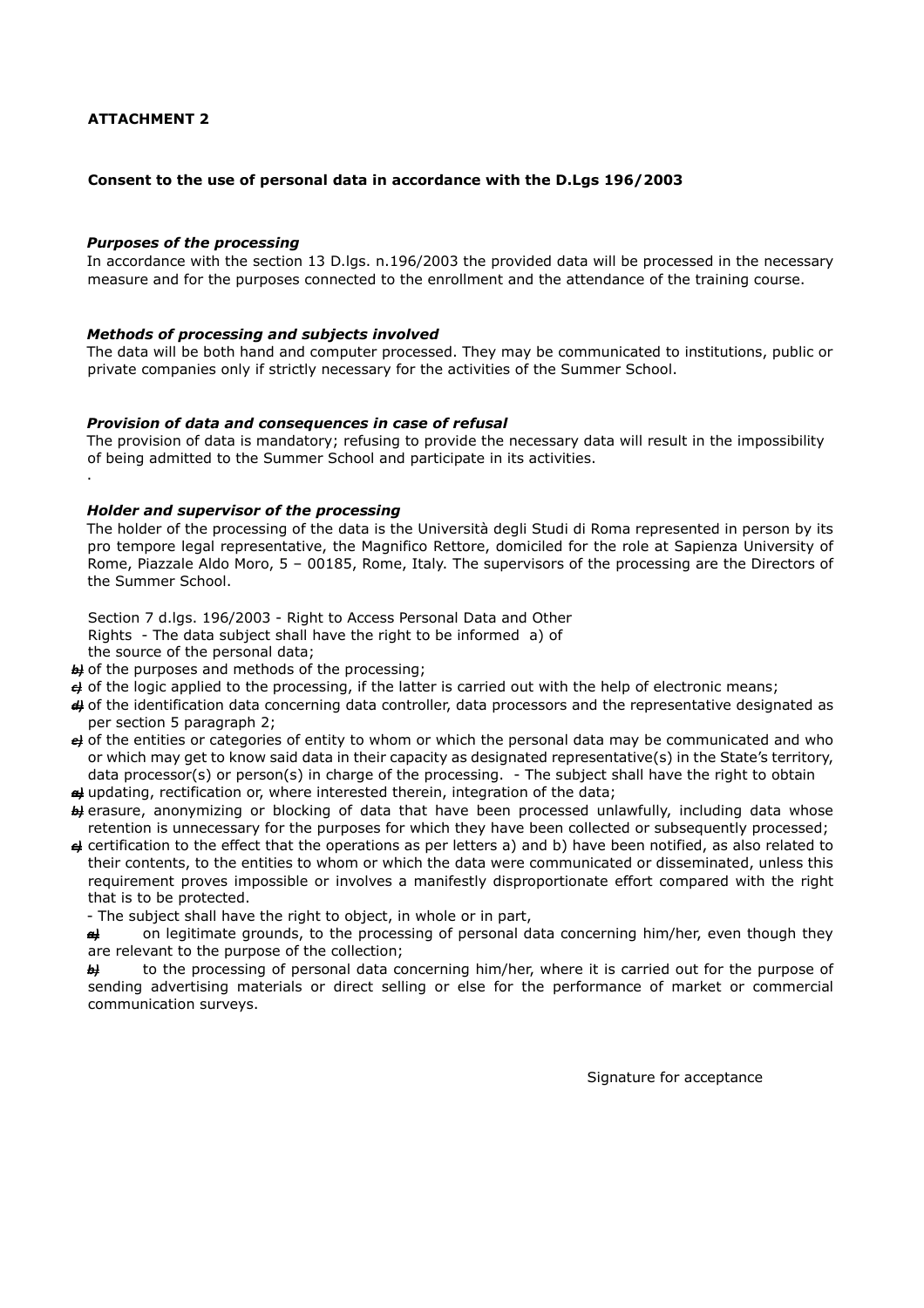**ATTACHMENT 2**

**Consent to the use of personal data in accordance with the D.Lgs 196/2003**

***Purposes of the processing***

In accordance with the section 13 D.lgs. n.196/2003 the provided data will be processed in the necessary measure and for the purposes connected to the enrollment and the attendance of the training course.

***Methods of processing and subjects involved***

The data will be both hand and computer processed. They may be communicated to institutions, public or private companies only if strictly necessary for the activities of the Summer School.

***Provision of data and consequences in case of refusal***

The provision of data is mandatory; refusing to provide the necessary data will result in the impossibility of being admitted to the Summer School and participate in its activities.

.

***Holder and supervisor of the processing***

The holder of the processing of the data is the Università degli Studi di Roma represented in person by its pro tempore legal representative, the Magnifico Rettore, domiciled for the role at Sapienza University of Rome, Piazzale Aldo Moro, 5 – 00185, Rome, Italy. The supervisors of the processing are the Directors of the Summer School.

Section 7 d.lgs. 196/2003 - Right to Access Personal Data and Other Rights - The data subject shall have the right to be informed a) of the source of the personal data;

b) of the purposes and methods of the processing;

c) of the logic applied to the processing, if the latter is carried out with the help of electronic means;

d) of the identification data concerning data controller, data processors and the representative designated as per section 5 paragraph 2;

e) of the entities or categories of entity to whom or which the personal data may be communicated and who or which may get to know said data in their capacity as designated representative(s) in the State's territory, data processor(s) or person(s) in charge of the processing. - The subject shall have the right to obtain

a) updating, rectification or, where interested therein, integration of the data;

b) erasure, anonymizing or blocking of data that have been processed unlawfully, including data whose retention is unnecessary for the purposes for which they have been collected or subsequently processed;

c) certification to the effect that the operations as per letters a) and b) have been notified, as also related to their contents, to the entities to whom or which the data were communicated or disseminated, unless this requirement proves impossible or involves a manifestly disproportionate effort compared with the right that is to be protected.

- The subject shall have the right to object, in whole or in part,

a) on legitimate grounds, to the processing of personal data concerning him/her, even though they are relevant to the purpose of the collection;

b) to the processing of personal data concerning him/her, where it is carried out for the purpose of sending advertising materials or direct selling or else for the performance of market or commercial communication surveys.

Signature for acceptance